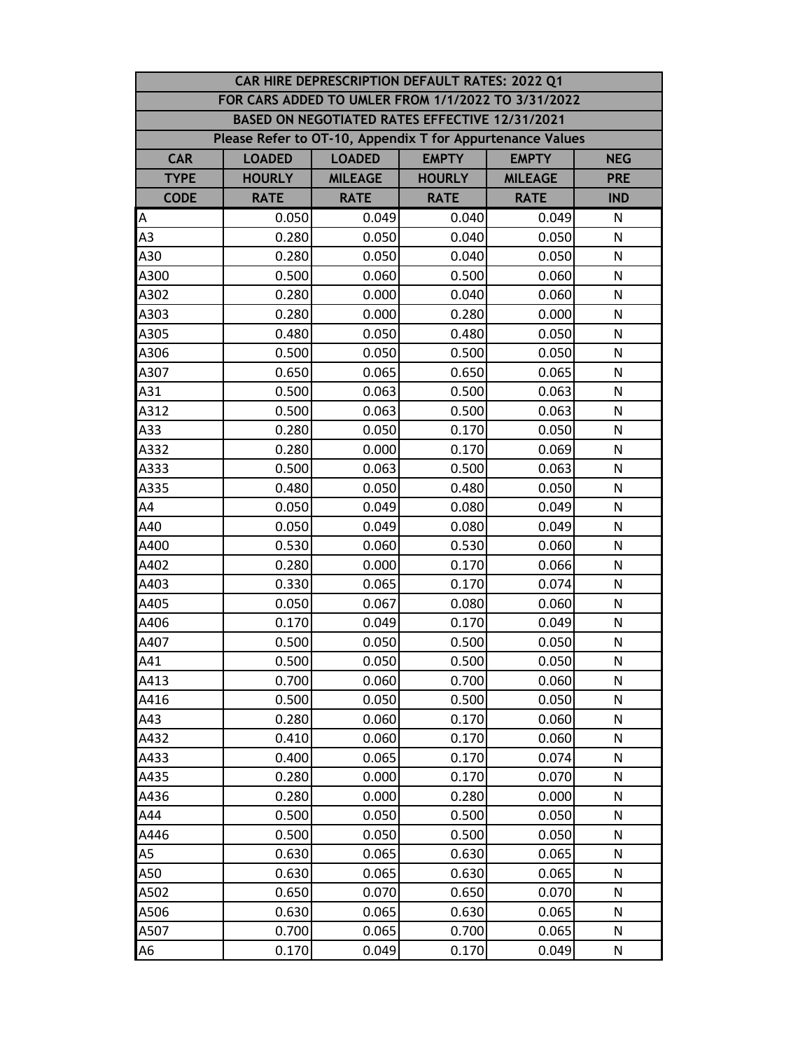| CAR HIRE DEPRESCRIPTION DEFAULT RATES: 2022 Q1 | | | | | |
|---|---|---|---|---|---|
| FOR CARS ADDED TO UMLER FROM 1/1/2022 TO 3/31/2022 | | | | | |
| BASED ON NEGOTIATED RATES EFFECTIVE 12/31/2021 | | | | | |
| Please Refer to OT-10, Appendix T for Appurtenance Values | | | | | |
| CAR TYPE CODE | LOADED HOURLY RATE | LOADED MILEAGE RATE | EMPTY HOURLY RATE | EMPTY MILEAGE RATE | NEG PRE IND |
| A | 0.050 | 0.049 | 0.040 | 0.049 | N |
| A3 | 0.280 | 0.050 | 0.040 | 0.050 | N |
| A30 | 0.280 | 0.050 | 0.040 | 0.050 | N |
| A300 | 0.500 | 0.060 | 0.500 | 0.060 | N |
| A302 | 0.280 | 0.000 | 0.040 | 0.060 | N |
| A303 | 0.280 | 0.000 | 0.280 | 0.000 | N |
| A305 | 0.480 | 0.050 | 0.480 | 0.050 | N |
| A306 | 0.500 | 0.050 | 0.500 | 0.050 | N |
| A307 | 0.650 | 0.065 | 0.650 | 0.065 | N |
| A31 | 0.500 | 0.063 | 0.500 | 0.063 | N |
| A312 | 0.500 | 0.063 | 0.500 | 0.063 | N |
| A33 | 0.280 | 0.050 | 0.170 | 0.050 | N |
| A332 | 0.280 | 0.000 | 0.170 | 0.069 | N |
| A333 | 0.500 | 0.063 | 0.500 | 0.063 | N |
| A335 | 0.480 | 0.050 | 0.480 | 0.050 | N |
| A4 | 0.050 | 0.049 | 0.080 | 0.049 | N |
| A40 | 0.050 | 0.049 | 0.080 | 0.049 | N |
| A400 | 0.530 | 0.060 | 0.530 | 0.060 | N |
| A402 | 0.280 | 0.000 | 0.170 | 0.066 | N |
| A403 | 0.330 | 0.065 | 0.170 | 0.074 | N |
| A405 | 0.050 | 0.067 | 0.080 | 0.060 | N |
| A406 | 0.170 | 0.049 | 0.170 | 0.049 | N |
| A407 | 0.500 | 0.050 | 0.500 | 0.050 | N |
| A41 | 0.500 | 0.050 | 0.500 | 0.050 | N |
| A413 | 0.700 | 0.060 | 0.700 | 0.060 | N |
| A416 | 0.500 | 0.050 | 0.500 | 0.050 | N |
| A43 | 0.280 | 0.060 | 0.170 | 0.060 | N |
| A432 | 0.410 | 0.060 | 0.170 | 0.060 | N |
| A433 | 0.400 | 0.065 | 0.170 | 0.074 | N |
| A435 | 0.280 | 0.000 | 0.170 | 0.070 | N |
| A436 | 0.280 | 0.000 | 0.280 | 0.000 | N |
| A44 | 0.500 | 0.050 | 0.500 | 0.050 | N |
| A446 | 0.500 | 0.050 | 0.500 | 0.050 | N |
| A5 | 0.630 | 0.065 | 0.630 | 0.065 | N |
| A50 | 0.630 | 0.065 | 0.630 | 0.065 | N |
| A502 | 0.650 | 0.070 | 0.650 | 0.070 | N |
| A506 | 0.630 | 0.065 | 0.630 | 0.065 | N |
| A507 | 0.700 | 0.065 | 0.700 | 0.065 | N |
| A6 | 0.170 | 0.049 | 0.170 | 0.049 | N |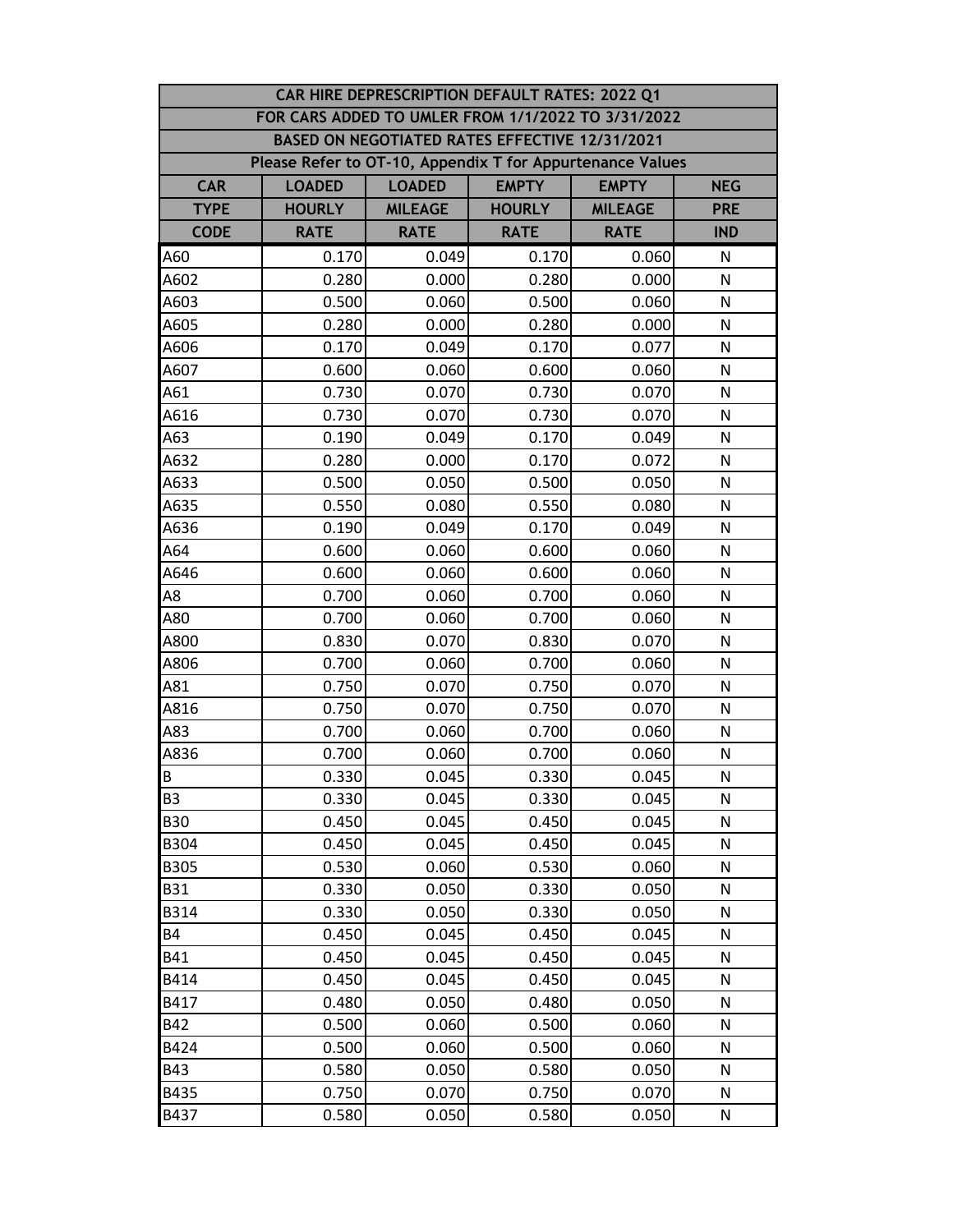| CAR HIRE DEPRESCRIPTION DEFAULT RATES: 2022 Q1 | | | | | |
|---|---|---|---|---|---|
| FOR CARS ADDED TO UMLER FROM 1/1/2022 TO 3/31/2022 | | | | | |
| BASED ON NEGOTIATED RATES EFFECTIVE 12/31/2021 | | | | | |
| Please Refer to OT-10, Appendix T for Appurtenance Values | | | | | |
| CAR TYPE CODE | LOADED HOURLY RATE | LOADED MILEAGE RATE | EMPTY HOURLY RATE | EMPTY MILEAGE RATE | NEG PRE IND |
| A60 | 0.170 | 0.049 | 0.170 | 0.060 | N |
| A602 | 0.280 | 0.000 | 0.280 | 0.000 | N |
| A603 | 0.500 | 0.060 | 0.500 | 0.060 | N |
| A605 | 0.280 | 0.000 | 0.280 | 0.000 | N |
| A606 | 0.170 | 0.049 | 0.170 | 0.077 | N |
| A607 | 0.600 | 0.060 | 0.600 | 0.060 | N |
| A61 | 0.730 | 0.070 | 0.730 | 0.070 | N |
| A616 | 0.730 | 0.070 | 0.730 | 0.070 | N |
| A63 | 0.190 | 0.049 | 0.170 | 0.049 | N |
| A632 | 0.280 | 0.000 | 0.170 | 0.072 | N |
| A633 | 0.500 | 0.050 | 0.500 | 0.050 | N |
| A635 | 0.550 | 0.080 | 0.550 | 0.080 | N |
| A636 | 0.190 | 0.049 | 0.170 | 0.049 | N |
| A64 | 0.600 | 0.060 | 0.600 | 0.060 | N |
| A646 | 0.600 | 0.060 | 0.600 | 0.060 | N |
| A8 | 0.700 | 0.060 | 0.700 | 0.060 | N |
| A80 | 0.700 | 0.060 | 0.700 | 0.060 | N |
| A800 | 0.830 | 0.070 | 0.830 | 0.070 | N |
| A806 | 0.700 | 0.060 | 0.700 | 0.060 | N |
| A81 | 0.750 | 0.070 | 0.750 | 0.070 | N |
| A816 | 0.750 | 0.070 | 0.750 | 0.070 | N |
| A83 | 0.700 | 0.060 | 0.700 | 0.060 | N |
| A836 | 0.700 | 0.060 | 0.700 | 0.060 | N |
| B | 0.330 | 0.045 | 0.330 | 0.045 | N |
| B3 | 0.330 | 0.045 | 0.330 | 0.045 | N |
| B30 | 0.450 | 0.045 | 0.450 | 0.045 | N |
| B304 | 0.450 | 0.045 | 0.450 | 0.045 | N |
| B305 | 0.530 | 0.060 | 0.530 | 0.060 | N |
| B31 | 0.330 | 0.050 | 0.330 | 0.050 | N |
| B314 | 0.330 | 0.050 | 0.330 | 0.050 | N |
| B4 | 0.450 | 0.045 | 0.450 | 0.045 | N |
| B41 | 0.450 | 0.045 | 0.450 | 0.045 | N |
| B414 | 0.450 | 0.045 | 0.450 | 0.045 | N |
| B417 | 0.480 | 0.050 | 0.480 | 0.050 | N |
| B42 | 0.500 | 0.060 | 0.500 | 0.060 | N |
| B424 | 0.500 | 0.060 | 0.500 | 0.060 | N |
| B43 | 0.580 | 0.050 | 0.580 | 0.050 | N |
| B435 | 0.750 | 0.070 | 0.750 | 0.070 | N |
| B437 | 0.580 | 0.050 | 0.580 | 0.050 | N |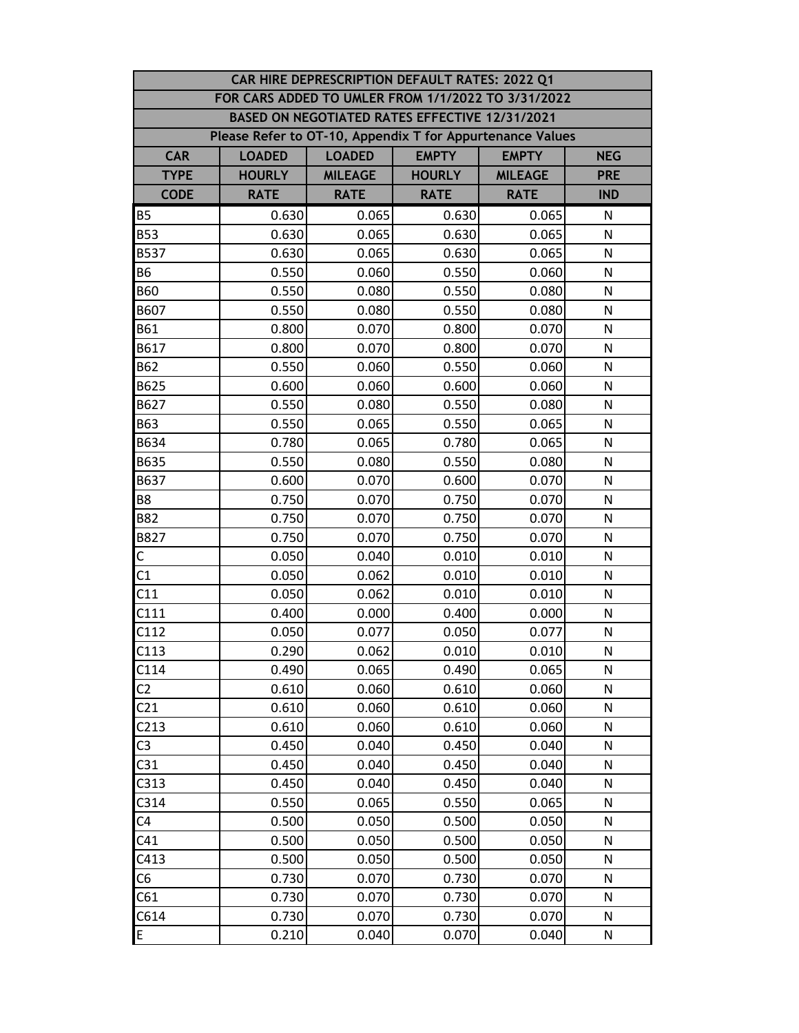| CAR HIRE DEPRESCRIPTION DEFAULT RATES: 2022 Q1 | | | | | |
|---|---|---|---|---|---|
| FOR CARS ADDED TO UMLER FROM 1/1/2022 TO 3/31/2022 | | | | | |
| BASED ON NEGOTIATED RATES EFFECTIVE 12/31/2021 | | | | | |
| Please Refer to OT-10, Appendix T for Appurtenance Values | | | | | |
| **CAR TYPE CODE** | **LOADED HOURLY RATE** | **LOADED MILEAGE RATE** | **EMPTY HOURLY RATE** | **EMPTY MILEAGE RATE** | **NEG PRE IND** |
| B5 | 0.630 | 0.065 | 0.630 | 0.065 | N |
| B53 | 0.630 | 0.065 | 0.630 | 0.065 | N |
| B537 | 0.630 | 0.065 | 0.630 | 0.065 | N |
| B6 | 0.550 | 0.060 | 0.550 | 0.060 | N |
| B60 | 0.550 | 0.080 | 0.550 | 0.080 | N |
| B607 | 0.550 | 0.080 | 0.550 | 0.080 | N |
| B61 | 0.800 | 0.070 | 0.800 | 0.070 | N |
| B617 | 0.800 | 0.070 | 0.800 | 0.070 | N |
| B62 | 0.550 | 0.060 | 0.550 | 0.060 | N |
| B625 | 0.600 | 0.060 | 0.600 | 0.060 | N |
| B627 | 0.550 | 0.080 | 0.550 | 0.080 | N |
| B63 | 0.550 | 0.065 | 0.550 | 0.065 | N |
| B634 | 0.780 | 0.065 | 0.780 | 0.065 | N |
| B635 | 0.550 | 0.080 | 0.550 | 0.080 | N |
| B637 | 0.600 | 0.070 | 0.600 | 0.070 | N |
| B8 | 0.750 | 0.070 | 0.750 | 0.070 | N |
| B82 | 0.750 | 0.070 | 0.750 | 0.070 | N |
| B827 | 0.750 | 0.070 | 0.750 | 0.070 | N |
| C | 0.050 | 0.040 | 0.010 | 0.010 | N |
| C1 | 0.050 | 0.062 | 0.010 | 0.010 | N |
| C11 | 0.050 | 0.062 | 0.010 | 0.010 | N |
| C111 | 0.400 | 0.000 | 0.400 | 0.000 | N |
| C112 | 0.050 | 0.077 | 0.050 | 0.077 | N |
| C113 | 0.290 | 0.062 | 0.010 | 0.010 | N |
| C114 | 0.490 | 0.065 | 0.490 | 0.065 | N |
| C2 | 0.610 | 0.060 | 0.610 | 0.060 | N |
| C21 | 0.610 | 0.060 | 0.610 | 0.060 | N |
| C213 | 0.610 | 0.060 | 0.610 | 0.060 | N |
| C3 | 0.450 | 0.040 | 0.450 | 0.040 | N |
| C31 | 0.450 | 0.040 | 0.450 | 0.040 | N |
| C313 | 0.450 | 0.040 | 0.450 | 0.040 | N |
| C314 | 0.550 | 0.065 | 0.550 | 0.065 | N |
| C4 | 0.500 | 0.050 | 0.500 | 0.050 | N |
| C41 | 0.500 | 0.050 | 0.500 | 0.050 | N |
| C413 | 0.500 | 0.050 | 0.500 | 0.050 | N |
| C6 | 0.730 | 0.070 | 0.730 | 0.070 | N |
| C61 | 0.730 | 0.070 | 0.730 | 0.070 | N |
| C614 | 0.730 | 0.070 | 0.730 | 0.070 | N |
| E | 0.210 | 0.040 | 0.070 | 0.040 | N |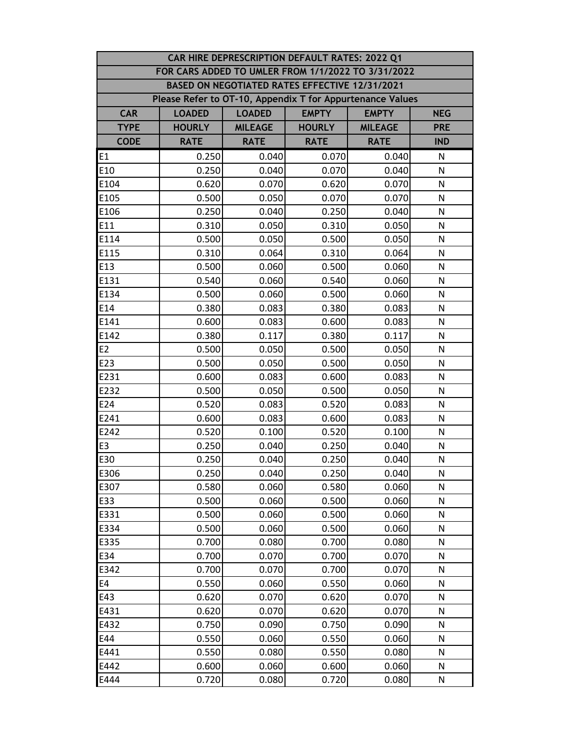| CAR HIRE DEPRESCRIPTION DEFAULT RATES: 2022 Q1 | | | | | |
|---|---|---|---|---|---|
| FOR CARS ADDED TO UMLER FROM 1/1/2022 TO 3/31/2022 | | | | | |
| BASED ON NEGOTIATED RATES EFFECTIVE 12/31/2021 | | | | | |
| Please Refer to OT-10, Appendix T for Appurtenance Values | | | | | |
| CAR TYPE CODE | LOADED HOURLY RATE | LOADED MILEAGE RATE | EMPTY HOURLY RATE | EMPTY MILEAGE RATE | NEG PRE IND |
| E1 | 0.250 | 0.040 | 0.070 | 0.040 | N |
| E10 | 0.250 | 0.040 | 0.070 | 0.040 | N |
| E104 | 0.620 | 0.070 | 0.620 | 0.070 | N |
| E105 | 0.500 | 0.050 | 0.070 | 0.070 | N |
| E106 | 0.250 | 0.040 | 0.250 | 0.040 | N |
| E11 | 0.310 | 0.050 | 0.310 | 0.050 | N |
| E114 | 0.500 | 0.050 | 0.500 | 0.050 | N |
| E115 | 0.310 | 0.064 | 0.310 | 0.064 | N |
| E13 | 0.500 | 0.060 | 0.500 | 0.060 | N |
| E131 | 0.540 | 0.060 | 0.540 | 0.060 | N |
| E134 | 0.500 | 0.060 | 0.500 | 0.060 | N |
| E14 | 0.380 | 0.083 | 0.380 | 0.083 | N |
| E141 | 0.600 | 0.083 | 0.600 | 0.083 | N |
| E142 | 0.380 | 0.117 | 0.380 | 0.117 | N |
| E2 | 0.500 | 0.050 | 0.500 | 0.050 | N |
| E23 | 0.500 | 0.050 | 0.500 | 0.050 | N |
| E231 | 0.600 | 0.083 | 0.600 | 0.083 | N |
| E232 | 0.500 | 0.050 | 0.500 | 0.050 | N |
| E24 | 0.520 | 0.083 | 0.520 | 0.083 | N |
| E241 | 0.600 | 0.083 | 0.600 | 0.083 | N |
| E242 | 0.520 | 0.100 | 0.520 | 0.100 | N |
| E3 | 0.250 | 0.040 | 0.250 | 0.040 | N |
| E30 | 0.250 | 0.040 | 0.250 | 0.040 | N |
| E306 | 0.250 | 0.040 | 0.250 | 0.040 | N |
| E307 | 0.580 | 0.060 | 0.580 | 0.060 | N |
| E33 | 0.500 | 0.060 | 0.500 | 0.060 | N |
| E331 | 0.500 | 0.060 | 0.500 | 0.060 | N |
| E334 | 0.500 | 0.060 | 0.500 | 0.060 | N |
| E335 | 0.700 | 0.080 | 0.700 | 0.080 | N |
| E34 | 0.700 | 0.070 | 0.700 | 0.070 | N |
| E342 | 0.700 | 0.070 | 0.700 | 0.070 | N |
| E4 | 0.550 | 0.060 | 0.550 | 0.060 | N |
| E43 | 0.620 | 0.070 | 0.620 | 0.070 | N |
| E431 | 0.620 | 0.070 | 0.620 | 0.070 | N |
| E432 | 0.750 | 0.090 | 0.750 | 0.090 | N |
| E44 | 0.550 | 0.060 | 0.550 | 0.060 | N |
| E441 | 0.550 | 0.080 | 0.550 | 0.080 | N |
| E442 | 0.600 | 0.060 | 0.600 | 0.060 | N |
| E444 | 0.720 | 0.080 | 0.720 | 0.080 | N |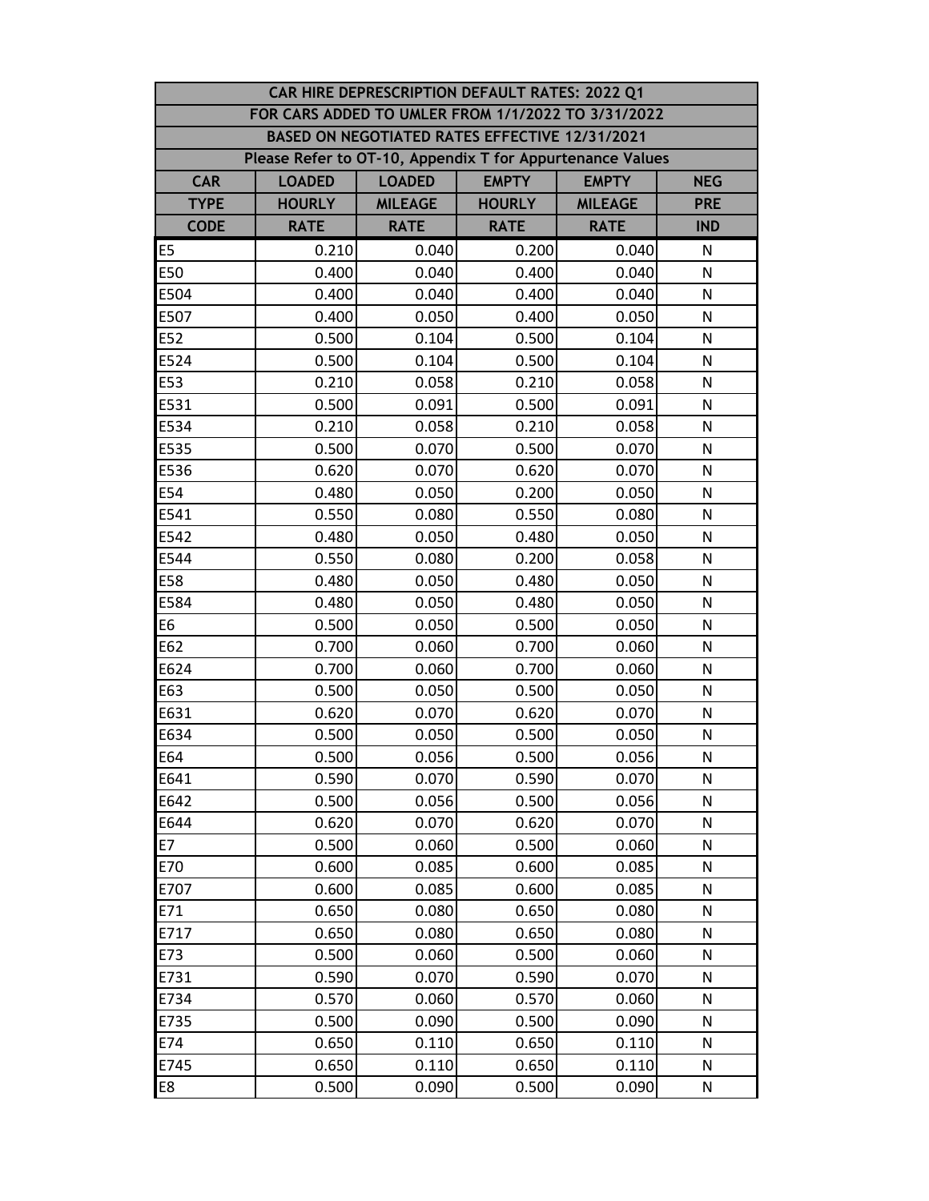| CAR HIRE DEPRESCRIPTION DEFAULT RATES: 2022 Q1 | | | | | |
|---|---|---|---|---|---|
| FOR CARS ADDED TO UMLER FROM 1/1/2022 TO 3/31/2022 | | | | | |
| BASED ON NEGOTIATED RATES EFFECTIVE 12/31/2021 | | | | | |
| Please Refer to OT-10, Appendix T for Appurtenance Values | | | | | |
| CAR TYPE CODE | LOADED HOURLY RATE | LOADED MILEAGE RATE | EMPTY HOURLY RATE | EMPTY MILEAGE RATE | NEG PRE IND |
| E5 | 0.210 | 0.040 | 0.200 | 0.040 | N |
| E50 | 0.400 | 0.040 | 0.400 | 0.040 | N |
| E504 | 0.400 | 0.040 | 0.400 | 0.040 | N |
| E507 | 0.400 | 0.050 | 0.400 | 0.050 | N |
| E52 | 0.500 | 0.104 | 0.500 | 0.104 | N |
| E524 | 0.500 | 0.104 | 0.500 | 0.104 | N |
| E53 | 0.210 | 0.058 | 0.210 | 0.058 | N |
| E531 | 0.500 | 0.091 | 0.500 | 0.091 | N |
| E534 | 0.210 | 0.058 | 0.210 | 0.058 | N |
| E535 | 0.500 | 0.070 | 0.500 | 0.070 | N |
| E536 | 0.620 | 0.070 | 0.620 | 0.070 | N |
| E54 | 0.480 | 0.050 | 0.200 | 0.050 | N |
| E541 | 0.550 | 0.080 | 0.550 | 0.080 | N |
| E542 | 0.480 | 0.050 | 0.480 | 0.050 | N |
| E544 | 0.550 | 0.080 | 0.200 | 0.058 | N |
| E58 | 0.480 | 0.050 | 0.480 | 0.050 | N |
| E584 | 0.480 | 0.050 | 0.480 | 0.050 | N |
| E6 | 0.500 | 0.050 | 0.500 | 0.050 | N |
| E62 | 0.700 | 0.060 | 0.700 | 0.060 | N |
| E624 | 0.700 | 0.060 | 0.700 | 0.060 | N |
| E63 | 0.500 | 0.050 | 0.500 | 0.050 | N |
| E631 | 0.620 | 0.070 | 0.620 | 0.070 | N |
| E634 | 0.500 | 0.050 | 0.500 | 0.050 | N |
| E64 | 0.500 | 0.056 | 0.500 | 0.056 | N |
| E641 | 0.590 | 0.070 | 0.590 | 0.070 | N |
| E642 | 0.500 | 0.056 | 0.500 | 0.056 | N |
| E644 | 0.620 | 0.070 | 0.620 | 0.070 | N |
| E7 | 0.500 | 0.060 | 0.500 | 0.060 | N |
| E70 | 0.600 | 0.085 | 0.600 | 0.085 | N |
| E707 | 0.600 | 0.085 | 0.600 | 0.085 | N |
| E71 | 0.650 | 0.080 | 0.650 | 0.080 | N |
| E717 | 0.650 | 0.080 | 0.650 | 0.080 | N |
| E73 | 0.500 | 0.060 | 0.500 | 0.060 | N |
| E731 | 0.590 | 0.070 | 0.590 | 0.070 | N |
| E734 | 0.570 | 0.060 | 0.570 | 0.060 | N |
| E735 | 0.500 | 0.090 | 0.500 | 0.090 | N |
| E74 | 0.650 | 0.110 | 0.650 | 0.110 | N |
| E745 | 0.650 | 0.110 | 0.650 | 0.110 | N |
| E8 | 0.500 | 0.090 | 0.500 | 0.090 | N |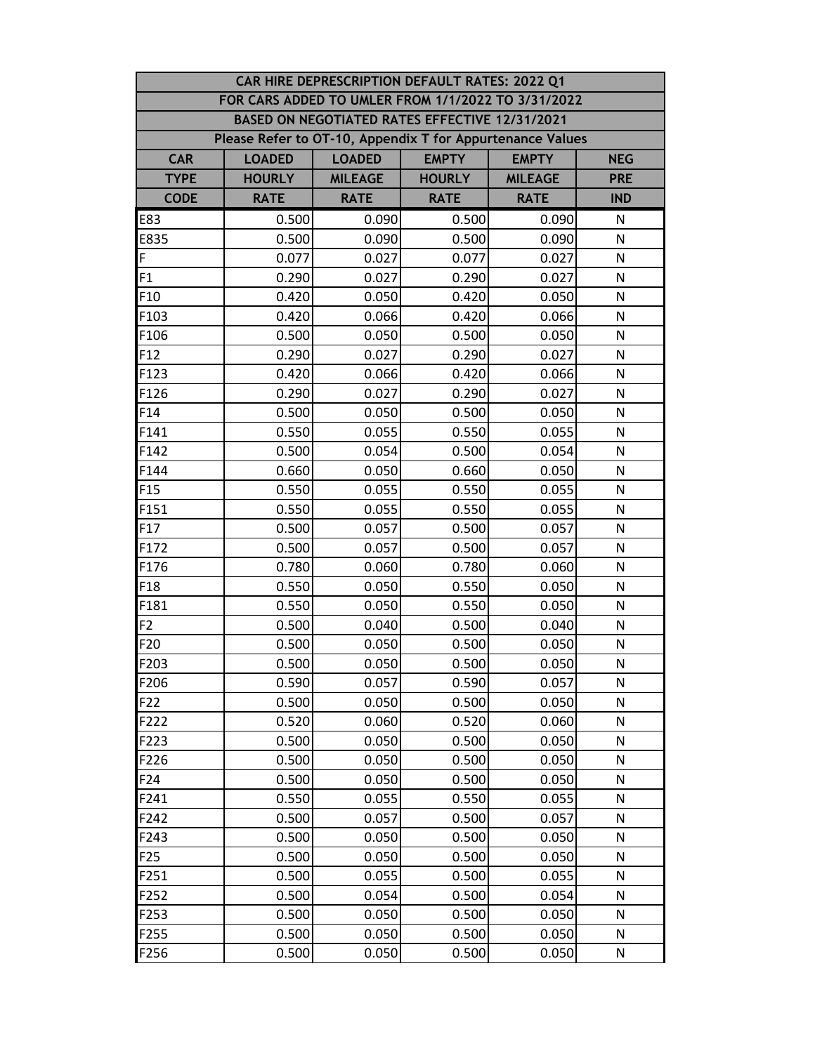| CAR HIRE DEPRESCRIPTION DEFAULT RATES: 2022 Q1 | | | | | |
|---|---|---|---|---|---|
| FOR CARS ADDED TO UMLER FROM 1/1/2022 TO 3/31/2022 | | | | | |
| BASED ON NEGOTIATED RATES EFFECTIVE 12/31/2021 | | | | | |
| Please Refer to OT-10, Appendix T for Appurtenance Values | | | | | |
| CAR TYPE CODE | LOADED HOURLY RATE | LOADED MILEAGE RATE | EMPTY HOURLY RATE | EMPTY MILEAGE RATE | NEG PRE IND |
| E83 | 0.500 | 0.090 | 0.500 | 0.090 | N |
| E835 | 0.500 | 0.090 | 0.500 | 0.090 | N |
| F | 0.077 | 0.027 | 0.077 | 0.027 | N |
| F1 | 0.290 | 0.027 | 0.290 | 0.027 | N |
| F10 | 0.420 | 0.050 | 0.420 | 0.050 | N |
| F103 | 0.420 | 0.066 | 0.420 | 0.066 | N |
| F106 | 0.500 | 0.050 | 0.500 | 0.050 | N |
| F12 | 0.290 | 0.027 | 0.290 | 0.027 | N |
| F123 | 0.420 | 0.066 | 0.420 | 0.066 | N |
| F126 | 0.290 | 0.027 | 0.290 | 0.027 | N |
| F14 | 0.500 | 0.050 | 0.500 | 0.050 | N |
| F141 | 0.550 | 0.055 | 0.550 | 0.055 | N |
| F142 | 0.500 | 0.054 | 0.500 | 0.054 | N |
| F144 | 0.660 | 0.050 | 0.660 | 0.050 | N |
| F15 | 0.550 | 0.055 | 0.550 | 0.055 | N |
| F151 | 0.550 | 0.055 | 0.550 | 0.055 | N |
| F17 | 0.500 | 0.057 | 0.500 | 0.057 | N |
| F172 | 0.500 | 0.057 | 0.500 | 0.057 | N |
| F176 | 0.780 | 0.060 | 0.780 | 0.060 | N |
| F18 | 0.550 | 0.050 | 0.550 | 0.050 | N |
| F181 | 0.550 | 0.050 | 0.550 | 0.050 | N |
| F2 | 0.500 | 0.040 | 0.500 | 0.040 | N |
| F20 | 0.500 | 0.050 | 0.500 | 0.050 | N |
| F203 | 0.500 | 0.050 | 0.500 | 0.050 | N |
| F206 | 0.590 | 0.057 | 0.590 | 0.057 | N |
| F22 | 0.500 | 0.050 | 0.500 | 0.050 | N |
| F222 | 0.520 | 0.060 | 0.520 | 0.060 | N |
| F223 | 0.500 | 0.050 | 0.500 | 0.050 | N |
| F226 | 0.500 | 0.050 | 0.500 | 0.050 | N |
| F24 | 0.500 | 0.050 | 0.500 | 0.050 | N |
| F241 | 0.550 | 0.055 | 0.550 | 0.055 | N |
| F242 | 0.500 | 0.057 | 0.500 | 0.057 | N |
| F243 | 0.500 | 0.050 | 0.500 | 0.050 | N |
| F25 | 0.500 | 0.050 | 0.500 | 0.050 | N |
| F251 | 0.500 | 0.055 | 0.500 | 0.055 | N |
| F252 | 0.500 | 0.054 | 0.500 | 0.054 | N |
| F253 | 0.500 | 0.050 | 0.500 | 0.050 | N |
| F255 | 0.500 | 0.050 | 0.500 | 0.050 | N |
| F256 | 0.500 | 0.050 | 0.500 | 0.050 | N |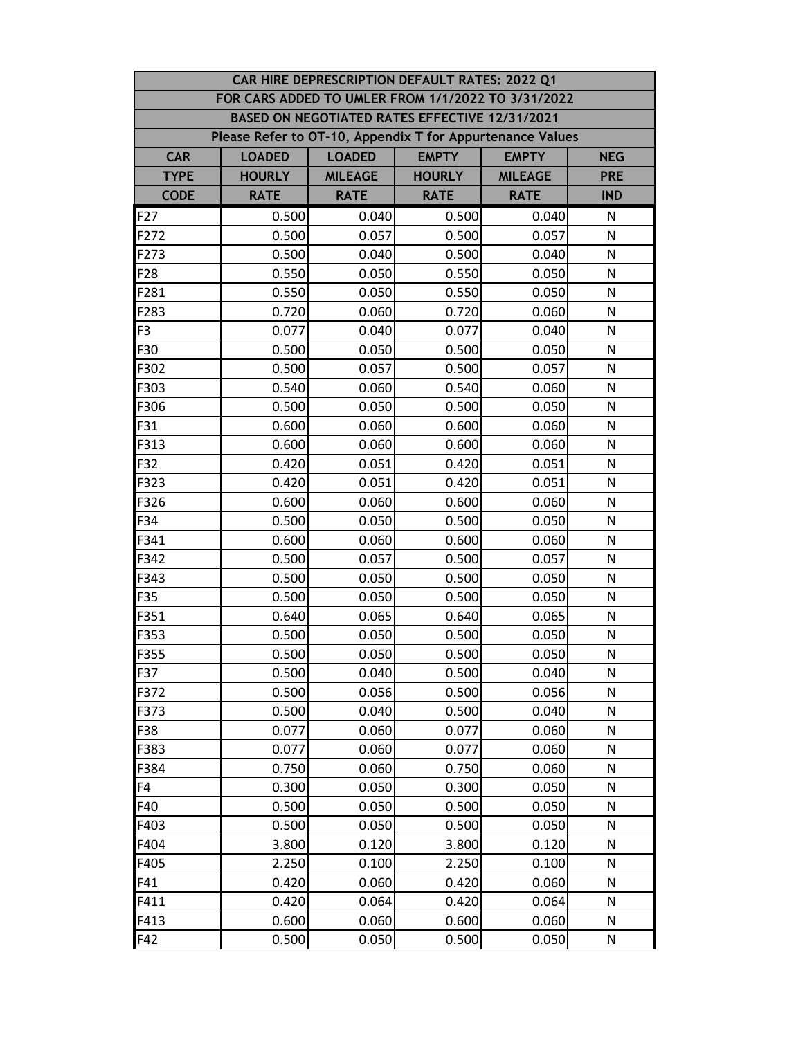| CAR HIRE DEPRESCRIPTION DEFAULT RATES: 2022 Q1 | | | | | |
|---|---|---|---|---|---|
| FOR CARS ADDED TO UMLER FROM 1/1/2022 TO 3/31/2022 | | | | | |
| BASED ON NEGOTIATED RATES EFFECTIVE 12/31/2021 | | | | | |
| Please Refer to OT-10, Appendix T for Appurtenance Values | | | | | |
| CAR TYPE CODE | LOADED HOURLY RATE | LOADED MILEAGE RATE | EMPTY HOURLY RATE | EMPTY MILEAGE RATE | NEG PRE IND |
| F27 | 0.500 | 0.040 | 0.500 | 0.040 | N |
| F272 | 0.500 | 0.057 | 0.500 | 0.057 | N |
| F273 | 0.500 | 0.040 | 0.500 | 0.040 | N |
| F28 | 0.550 | 0.050 | 0.550 | 0.050 | N |
| F281 | 0.550 | 0.050 | 0.550 | 0.050 | N |
| F283 | 0.720 | 0.060 | 0.720 | 0.060 | N |
| F3 | 0.077 | 0.040 | 0.077 | 0.040 | N |
| F30 | 0.500 | 0.050 | 0.500 | 0.050 | N |
| F302 | 0.500 | 0.057 | 0.500 | 0.057 | N |
| F303 | 0.540 | 0.060 | 0.540 | 0.060 | N |
| F306 | 0.500 | 0.050 | 0.500 | 0.050 | N |
| F31 | 0.600 | 0.060 | 0.600 | 0.060 | N |
| F313 | 0.600 | 0.060 | 0.600 | 0.060 | N |
| F32 | 0.420 | 0.051 | 0.420 | 0.051 | N |
| F323 | 0.420 | 0.051 | 0.420 | 0.051 | N |
| F326 | 0.600 | 0.060 | 0.600 | 0.060 | N |
| F34 | 0.500 | 0.050 | 0.500 | 0.050 | N |
| F341 | 0.600 | 0.060 | 0.600 | 0.060 | N |
| F342 | 0.500 | 0.057 | 0.500 | 0.057 | N |
| F343 | 0.500 | 0.050 | 0.500 | 0.050 | N |
| F35 | 0.500 | 0.050 | 0.500 | 0.050 | N |
| F351 | 0.640 | 0.065 | 0.640 | 0.065 | N |
| F353 | 0.500 | 0.050 | 0.500 | 0.050 | N |
| F355 | 0.500 | 0.050 | 0.500 | 0.050 | N |
| F37 | 0.500 | 0.040 | 0.500 | 0.040 | N |
| F372 | 0.500 | 0.056 | 0.500 | 0.056 | N |
| F373 | 0.500 | 0.040 | 0.500 | 0.040 | N |
| F38 | 0.077 | 0.060 | 0.077 | 0.060 | N |
| F383 | 0.077 | 0.060 | 0.077 | 0.060 | N |
| F384 | 0.750 | 0.060 | 0.750 | 0.060 | N |
| F4 | 0.300 | 0.050 | 0.300 | 0.050 | N |
| F40 | 0.500 | 0.050 | 0.500 | 0.050 | N |
| F403 | 0.500 | 0.050 | 0.500 | 0.050 | N |
| F404 | 3.800 | 0.120 | 3.800 | 0.120 | N |
| F405 | 2.250 | 0.100 | 2.250 | 0.100 | N |
| F41 | 0.420 | 0.060 | 0.420 | 0.060 | N |
| F411 | 0.420 | 0.064 | 0.420 | 0.064 | N |
| F413 | 0.600 | 0.060 | 0.600 | 0.060 | N |
| F42 | 0.500 | 0.050 | 0.500 | 0.050 | N |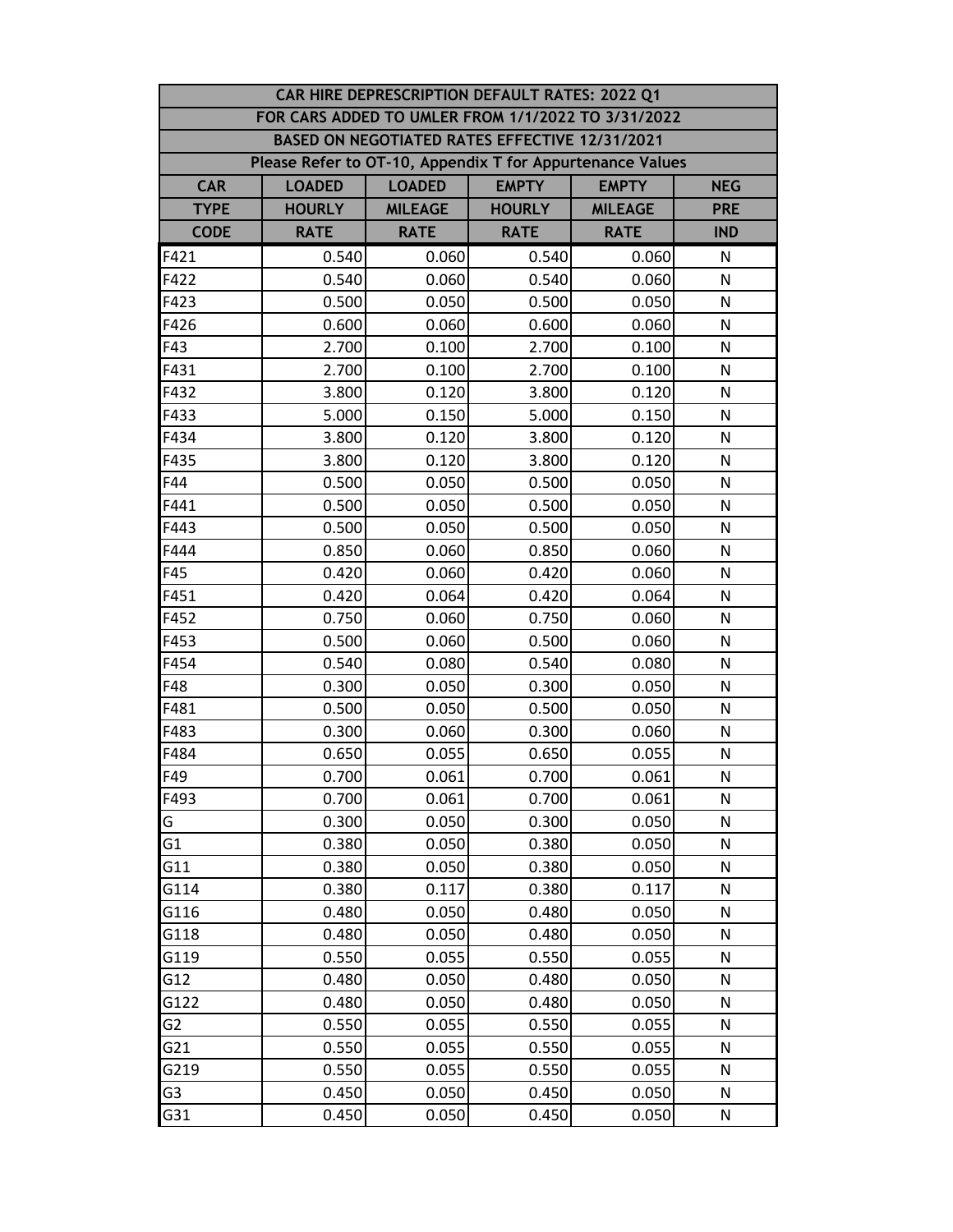| CAR HIRE DEPRESCRIPTION DEFAULT RATES: 2022 Q1 | | | | | |
|---|---|---|---|---|---|
| FOR CARS ADDED TO UMLER FROM 1/1/2022 TO 3/31/2022 | | | | | |
| BASED ON NEGOTIATED RATES EFFECTIVE 12/31/2021 | | | | | |
| Please Refer to OT-10, Appendix T for Appurtenance Values | | | | | |
| CAR TYPE CODE | LOADED HOURLY RATE | LOADED MILEAGE RATE | EMPTY HOURLY RATE | EMPTY MILEAGE RATE | NEG PRE IND |
| F421 | 0.540 | 0.060 | 0.540 | 0.060 | N |
| F422 | 0.540 | 0.060 | 0.540 | 0.060 | N |
| F423 | 0.500 | 0.050 | 0.500 | 0.050 | N |
| F426 | 0.600 | 0.060 | 0.600 | 0.060 | N |
| F43 | 2.700 | 0.100 | 2.700 | 0.100 | N |
| F431 | 2.700 | 0.100 | 2.700 | 0.100 | N |
| F432 | 3.800 | 0.120 | 3.800 | 0.120 | N |
| F433 | 5.000 | 0.150 | 5.000 | 0.150 | N |
| F434 | 3.800 | 0.120 | 3.800 | 0.120 | N |
| F435 | 3.800 | 0.120 | 3.800 | 0.120 | N |
| F44 | 0.500 | 0.050 | 0.500 | 0.050 | N |
| F441 | 0.500 | 0.050 | 0.500 | 0.050 | N |
| F443 | 0.500 | 0.050 | 0.500 | 0.050 | N |
| F444 | 0.850 | 0.060 | 0.850 | 0.060 | N |
| F45 | 0.420 | 0.060 | 0.420 | 0.060 | N |
| F451 | 0.420 | 0.064 | 0.420 | 0.064 | N |
| F452 | 0.750 | 0.060 | 0.750 | 0.060 | N |
| F453 | 0.500 | 0.060 | 0.500 | 0.060 | N |
| F454 | 0.540 | 0.080 | 0.540 | 0.080 | N |
| F48 | 0.300 | 0.050 | 0.300 | 0.050 | N |
| F481 | 0.500 | 0.050 | 0.500 | 0.050 | N |
| F483 | 0.300 | 0.060 | 0.300 | 0.060 | N |
| F484 | 0.650 | 0.055 | 0.650 | 0.055 | N |
| F49 | 0.700 | 0.061 | 0.700 | 0.061 | N |
| F493 | 0.700 | 0.061 | 0.700 | 0.061 | N |
| G | 0.300 | 0.050 | 0.300 | 0.050 | N |
| G1 | 0.380 | 0.050 | 0.380 | 0.050 | N |
| G11 | 0.380 | 0.050 | 0.380 | 0.050 | N |
| G114 | 0.380 | 0.117 | 0.380 | 0.117 | N |
| G116 | 0.480 | 0.050 | 0.480 | 0.050 | N |
| G118 | 0.480 | 0.050 | 0.480 | 0.050 | N |
| G119 | 0.550 | 0.055 | 0.550 | 0.055 | N |
| G12 | 0.480 | 0.050 | 0.480 | 0.050 | N |
| G122 | 0.480 | 0.050 | 0.480 | 0.050 | N |
| G2 | 0.550 | 0.055 | 0.550 | 0.055 | N |
| G21 | 0.550 | 0.055 | 0.550 | 0.055 | N |
| G219 | 0.550 | 0.055 | 0.550 | 0.055 | N |
| G3 | 0.450 | 0.050 | 0.450 | 0.050 | N |
| G31 | 0.450 | 0.050 | 0.450 | 0.050 | N |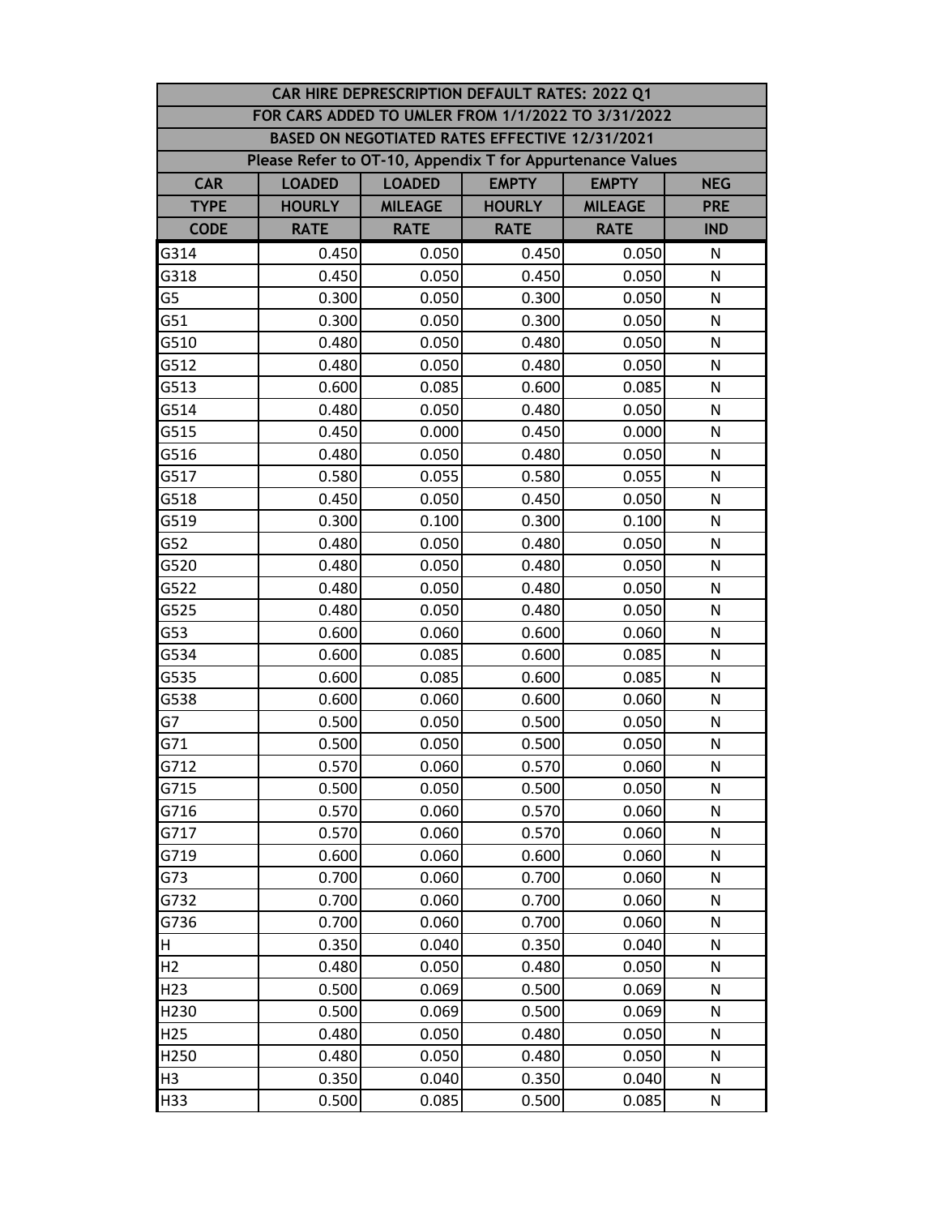| CAR HIRE DEPRESCRIPTION DEFAULT RATES: 2022 Q1 | | | | | |
|---|---|---|---|---|---|
| FOR CARS ADDED TO UMLER FROM 1/1/2022 TO 3/31/2022 | | | | | |
| BASED ON NEGOTIATED RATES EFFECTIVE 12/31/2021 | | | | | |
| Please Refer to OT-10, Appendix T for Appurtenance Values | | | | | |
| CAR TYPE CODE | LOADED HOURLY RATE | LOADED MILEAGE RATE | EMPTY HOURLY RATE | EMPTY MILEAGE RATE | NEG PRE IND |
| G314 | 0.450 | 0.050 | 0.450 | 0.050 | N |
| G318 | 0.450 | 0.050 | 0.450 | 0.050 | N |
| G5 | 0.300 | 0.050 | 0.300 | 0.050 | N |
| G51 | 0.300 | 0.050 | 0.300 | 0.050 | N |
| G510 | 0.480 | 0.050 | 0.480 | 0.050 | N |
| G512 | 0.480 | 0.050 | 0.480 | 0.050 | N |
| G513 | 0.600 | 0.085 | 0.600 | 0.085 | N |
| G514 | 0.480 | 0.050 | 0.480 | 0.050 | N |
| G515 | 0.450 | 0.000 | 0.450 | 0.000 | N |
| G516 | 0.480 | 0.050 | 0.480 | 0.050 | N |
| G517 | 0.580 | 0.055 | 0.580 | 0.055 | N |
| G518 | 0.450 | 0.050 | 0.450 | 0.050 | N |
| G519 | 0.300 | 0.100 | 0.300 | 0.100 | N |
| G52 | 0.480 | 0.050 | 0.480 | 0.050 | N |
| G520 | 0.480 | 0.050 | 0.480 | 0.050 | N |
| G522 | 0.480 | 0.050 | 0.480 | 0.050 | N |
| G525 | 0.480 | 0.050 | 0.480 | 0.050 | N |
| G53 | 0.600 | 0.060 | 0.600 | 0.060 | N |
| G534 | 0.600 | 0.085 | 0.600 | 0.085 | N |
| G535 | 0.600 | 0.085 | 0.600 | 0.085 | N |
| G538 | 0.600 | 0.060 | 0.600 | 0.060 | N |
| G7 | 0.500 | 0.050 | 0.500 | 0.050 | N |
| G71 | 0.500 | 0.050 | 0.500 | 0.050 | N |
| G712 | 0.570 | 0.060 | 0.570 | 0.060 | N |
| G715 | 0.500 | 0.050 | 0.500 | 0.050 | N |
| G716 | 0.570 | 0.060 | 0.570 | 0.060 | N |
| G717 | 0.570 | 0.060 | 0.570 | 0.060 | N |
| G719 | 0.600 | 0.060 | 0.600 | 0.060 | N |
| G73 | 0.700 | 0.060 | 0.700 | 0.060 | N |
| G732 | 0.700 | 0.060 | 0.700 | 0.060 | N |
| G736 | 0.700 | 0.060 | 0.700 | 0.060 | N |
| H | 0.350 | 0.040 | 0.350 | 0.040 | N |
| H2 | 0.480 | 0.050 | 0.480 | 0.050 | N |
| H23 | 0.500 | 0.069 | 0.500 | 0.069 | N |
| H230 | 0.500 | 0.069 | 0.500 | 0.069 | N |
| H25 | 0.480 | 0.050 | 0.480 | 0.050 | N |
| H250 | 0.480 | 0.050 | 0.480 | 0.050 | N |
| H3 | 0.350 | 0.040 | 0.350 | 0.040 | N |
| H33 | 0.500 | 0.085 | 0.500 | 0.085 | N |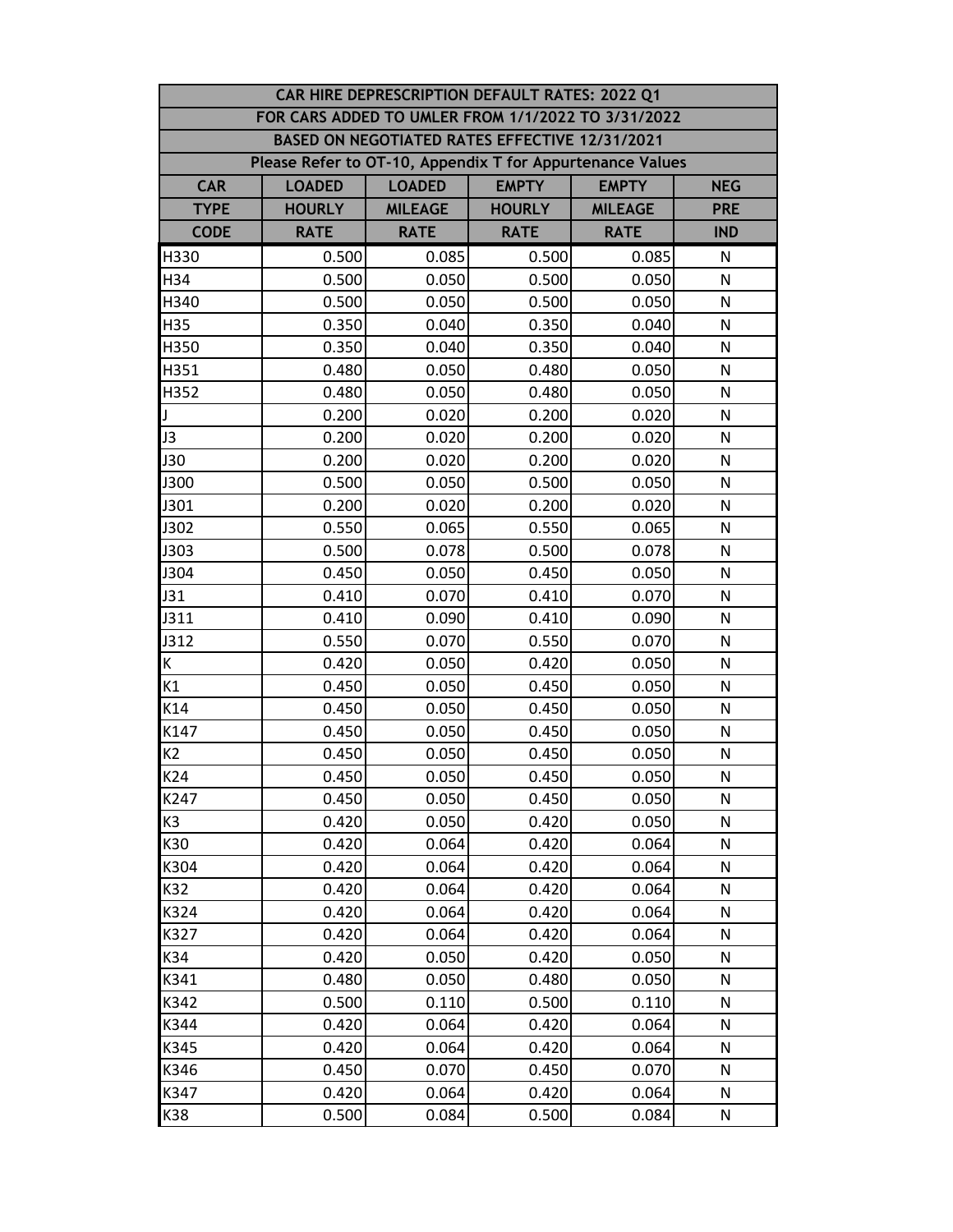| CAR HIRE DEPRESCRIPTION DEFAULT RATES: 2022 Q1 | | | | | |
|---|---|---|---|---|---|
| FOR CARS ADDED TO UMLER FROM 1/1/2022 TO 3/31/2022 | | | | | |
| BASED ON NEGOTIATED RATES EFFECTIVE 12/31/2021 | | | | | |
| Please Refer to OT-10, Appendix T for Appurtenance Values | | | | | |
| CAR TYPE CODE | LOADED HOURLY RATE | LOADED MILEAGE RATE | EMPTY HOURLY RATE | EMPTY MILEAGE RATE | NEG PRE IND |
| H330 | 0.500 | 0.085 | 0.500 | 0.085 | N |
| H34 | 0.500 | 0.050 | 0.500 | 0.050 | N |
| H340 | 0.500 | 0.050 | 0.500 | 0.050 | N |
| H35 | 0.350 | 0.040 | 0.350 | 0.040 | N |
| H350 | 0.350 | 0.040 | 0.350 | 0.040 | N |
| H351 | 0.480 | 0.050 | 0.480 | 0.050 | N |
| H352 | 0.480 | 0.050 | 0.480 | 0.050 | N |
| J | 0.200 | 0.020 | 0.200 | 0.020 | N |
| J3 | 0.200 | 0.020 | 0.200 | 0.020 | N |
| J30 | 0.200 | 0.020 | 0.200 | 0.020 | N |
| J300 | 0.500 | 0.050 | 0.500 | 0.050 | N |
| J301 | 0.200 | 0.020 | 0.200 | 0.020 | N |
| J302 | 0.550 | 0.065 | 0.550 | 0.065 | N |
| J303 | 0.500 | 0.078 | 0.500 | 0.078 | N |
| J304 | 0.450 | 0.050 | 0.450 | 0.050 | N |
| J31 | 0.410 | 0.070 | 0.410 | 0.070 | N |
| J311 | 0.410 | 0.090 | 0.410 | 0.090 | N |
| J312 | 0.550 | 0.070 | 0.550 | 0.070 | N |
| K | 0.420 | 0.050 | 0.420 | 0.050 | N |
| K1 | 0.450 | 0.050 | 0.450 | 0.050 | N |
| K14 | 0.450 | 0.050 | 0.450 | 0.050 | N |
| K147 | 0.450 | 0.050 | 0.450 | 0.050 | N |
| K2 | 0.450 | 0.050 | 0.450 | 0.050 | N |
| K24 | 0.450 | 0.050 | 0.450 | 0.050 | N |
| K247 | 0.450 | 0.050 | 0.450 | 0.050 | N |
| K3 | 0.420 | 0.050 | 0.420 | 0.050 | N |
| K30 | 0.420 | 0.064 | 0.420 | 0.064 | N |
| K304 | 0.420 | 0.064 | 0.420 | 0.064 | N |
| K32 | 0.420 | 0.064 | 0.420 | 0.064 | N |
| K324 | 0.420 | 0.064 | 0.420 | 0.064 | N |
| K327 | 0.420 | 0.064 | 0.420 | 0.064 | N |
| K34 | 0.420 | 0.050 | 0.420 | 0.050 | N |
| K341 | 0.480 | 0.050 | 0.480 | 0.050 | N |
| K342 | 0.500 | 0.110 | 0.500 | 0.110 | N |
| K344 | 0.420 | 0.064 | 0.420 | 0.064 | N |
| K345 | 0.420 | 0.064 | 0.420 | 0.064 | N |
| K346 | 0.450 | 0.070 | 0.450 | 0.070 | N |
| K347 | 0.420 | 0.064 | 0.420 | 0.064 | N |
| K38 | 0.500 | 0.084 | 0.500 | 0.084 | N |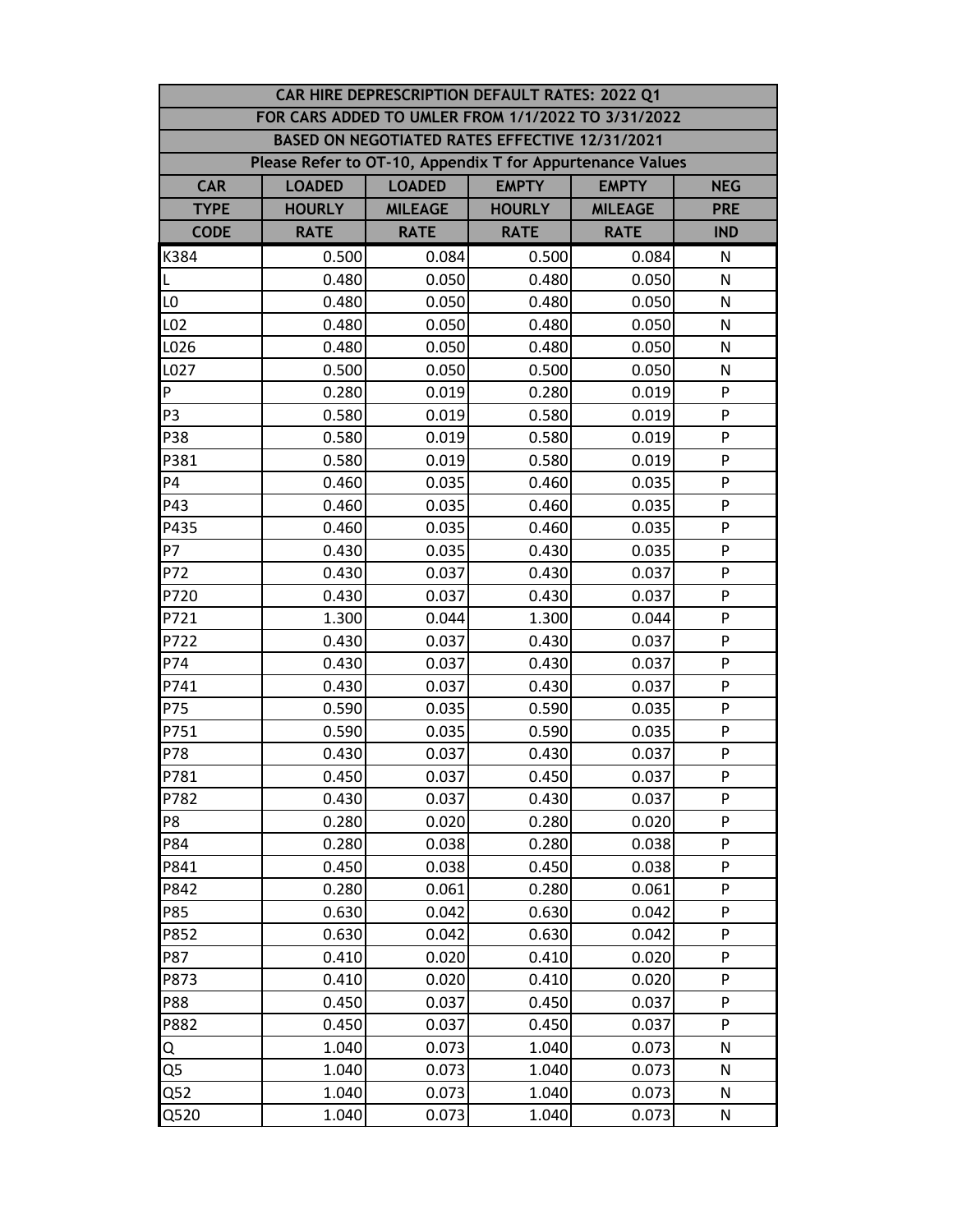| CAR HIRE DEPRESCRIPTION DEFAULT RATES: 2022 Q1 | | | | | |
|---|---|---|---|---|---|
| FOR CARS ADDED TO UMLER FROM 1/1/2022 TO 3/31/2022 | | | | | |
| BASED ON NEGOTIATED RATES EFFECTIVE 12/31/2021 | | | | | |
| Please Refer to OT-10, Appendix T for Appurtenance Values | | | | | |
| CAR TYPE CODE | LOADED HOURLY RATE | LOADED MILEAGE RATE | EMPTY HOURLY RATE | EMPTY MILEAGE RATE | NEG PRE IND |
| K384 | 0.500 | 0.084 | 0.500 | 0.084 | N |
| L | 0.480 | 0.050 | 0.480 | 0.050 | N |
| L0 | 0.480 | 0.050 | 0.480 | 0.050 | N |
| L02 | 0.480 | 0.050 | 0.480 | 0.050 | N |
| L026 | 0.480 | 0.050 | 0.480 | 0.050 | N |
| L027 | 0.500 | 0.050 | 0.500 | 0.050 | N |
| P | 0.280 | 0.019 | 0.280 | 0.019 | P |
| P3 | 0.580 | 0.019 | 0.580 | 0.019 | P |
| P38 | 0.580 | 0.019 | 0.580 | 0.019 | P |
| P381 | 0.580 | 0.019 | 0.580 | 0.019 | P |
| P4 | 0.460 | 0.035 | 0.460 | 0.035 | P |
| P43 | 0.460 | 0.035 | 0.460 | 0.035 | P |
| P435 | 0.460 | 0.035 | 0.460 | 0.035 | P |
| P7 | 0.430 | 0.035 | 0.430 | 0.035 | P |
| P72 | 0.430 | 0.037 | 0.430 | 0.037 | P |
| P720 | 0.430 | 0.037 | 0.430 | 0.037 | P |
| P721 | 1.300 | 0.044 | 1.300 | 0.044 | P |
| P722 | 0.430 | 0.037 | 0.430 | 0.037 | P |
| P74 | 0.430 | 0.037 | 0.430 | 0.037 | P |
| P741 | 0.430 | 0.037 | 0.430 | 0.037 | P |
| P75 | 0.590 | 0.035 | 0.590 | 0.035 | P |
| P751 | 0.590 | 0.035 | 0.590 | 0.035 | P |
| P78 | 0.430 | 0.037 | 0.430 | 0.037 | P |
| P781 | 0.450 | 0.037 | 0.450 | 0.037 | P |
| P782 | 0.430 | 0.037 | 0.430 | 0.037 | P |
| P8 | 0.280 | 0.020 | 0.280 | 0.020 | P |
| P84 | 0.280 | 0.038 | 0.280 | 0.038 | P |
| P841 | 0.450 | 0.038 | 0.450 | 0.038 | P |
| P842 | 0.280 | 0.061 | 0.280 | 0.061 | P |
| P85 | 0.630 | 0.042 | 0.630 | 0.042 | P |
| P852 | 0.630 | 0.042 | 0.630 | 0.042 | P |
| P87 | 0.410 | 0.020 | 0.410 | 0.020 | P |
| P873 | 0.410 | 0.020 | 0.410 | 0.020 | P |
| P88 | 0.450 | 0.037 | 0.450 | 0.037 | P |
| P882 | 0.450 | 0.037 | 0.450 | 0.037 | P |
| Q | 1.040 | 0.073 | 1.040 | 0.073 | N |
| Q5 | 1.040 | 0.073 | 1.040 | 0.073 | N |
| Q52 | 1.040 | 0.073 | 1.040 | 0.073 | N |
| Q520 | 1.040 | 0.073 | 1.040 | 0.073 | N |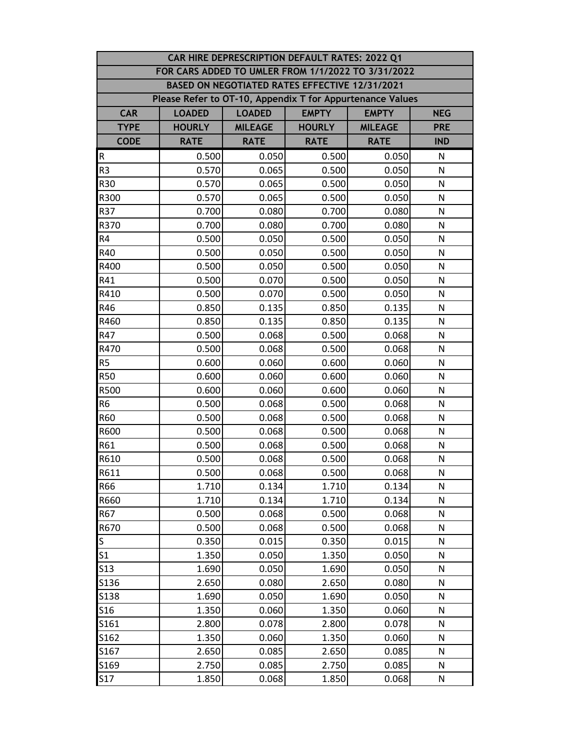| CAR HIRE DEPRESCRIPTION DEFAULT RATES: 2022 Q1 | | | | | |
|---|---|---|---|---|---|
| FOR CARS ADDED TO UMLER FROM 1/1/2022 TO 3/31/2022 | | | | | |
| BASED ON NEGOTIATED RATES EFFECTIVE 12/31/2021 | | | | | |
| Please Refer to OT-10, Appendix T for Appurtenance Values | | | | | |
| **CAR TYPE CODE** | **LOADED HOURLY RATE** | **LOADED MILEAGE RATE** | **EMPTY HOURLY RATE** | **EMPTY MILEAGE RATE** | **NEG PRE IND** |
| R | 0.500 | 0.050 | 0.500 | 0.050 | N |
| R3 | 0.570 | 0.065 | 0.500 | 0.050 | N |
| R30 | 0.570 | 0.065 | 0.500 | 0.050 | N |
| R300 | 0.570 | 0.065 | 0.500 | 0.050 | N |
| R37 | 0.700 | 0.080 | 0.700 | 0.080 | N |
| R370 | 0.700 | 0.080 | 0.700 | 0.080 | N |
| R4 | 0.500 | 0.050 | 0.500 | 0.050 | N |
| R40 | 0.500 | 0.050 | 0.500 | 0.050 | N |
| R400 | 0.500 | 0.050 | 0.500 | 0.050 | N |
| R41 | 0.500 | 0.070 | 0.500 | 0.050 | N |
| R410 | 0.500 | 0.070 | 0.500 | 0.050 | N |
| R46 | 0.850 | 0.135 | 0.850 | 0.135 | N |
| R460 | 0.850 | 0.135 | 0.850 | 0.135 | N |
| R47 | 0.500 | 0.068 | 0.500 | 0.068 | N |
| R470 | 0.500 | 0.068 | 0.500 | 0.068 | N |
| R5 | 0.600 | 0.060 | 0.600 | 0.060 | N |
| R50 | 0.600 | 0.060 | 0.600 | 0.060 | N |
| R500 | 0.600 | 0.060 | 0.600 | 0.060 | N |
| R6 | 0.500 | 0.068 | 0.500 | 0.068 | N |
| R60 | 0.500 | 0.068 | 0.500 | 0.068 | N |
| R600 | 0.500 | 0.068 | 0.500 | 0.068 | N |
| R61 | 0.500 | 0.068 | 0.500 | 0.068 | N |
| R610 | 0.500 | 0.068 | 0.500 | 0.068 | N |
| R611 | 0.500 | 0.068 | 0.500 | 0.068 | N |
| R66 | 1.710 | 0.134 | 1.710 | 0.134 | N |
| R660 | 1.710 | 0.134 | 1.710 | 0.134 | N |
| R67 | 0.500 | 0.068 | 0.500 | 0.068 | N |
| R670 | 0.500 | 0.068 | 0.500 | 0.068 | N |
| S | 0.350 | 0.015 | 0.350 | 0.015 | N |
| S1 | 1.350 | 0.050 | 1.350 | 0.050 | N |
| S13 | 1.690 | 0.050 | 1.690 | 0.050 | N |
| S136 | 2.650 | 0.080 | 2.650 | 0.080 | N |
| S138 | 1.690 | 0.050 | 1.690 | 0.050 | N |
| S16 | 1.350 | 0.060 | 1.350 | 0.060 | N |
| S161 | 2.800 | 0.078 | 2.800 | 0.078 | N |
| S162 | 1.350 | 0.060 | 1.350 | 0.060 | N |
| S167 | 2.650 | 0.085 | 2.650 | 0.085 | N |
| S169 | 2.750 | 0.085 | 2.750 | 0.085 | N |
| S17 | 1.850 | 0.068 | 1.850 | 0.068 | N |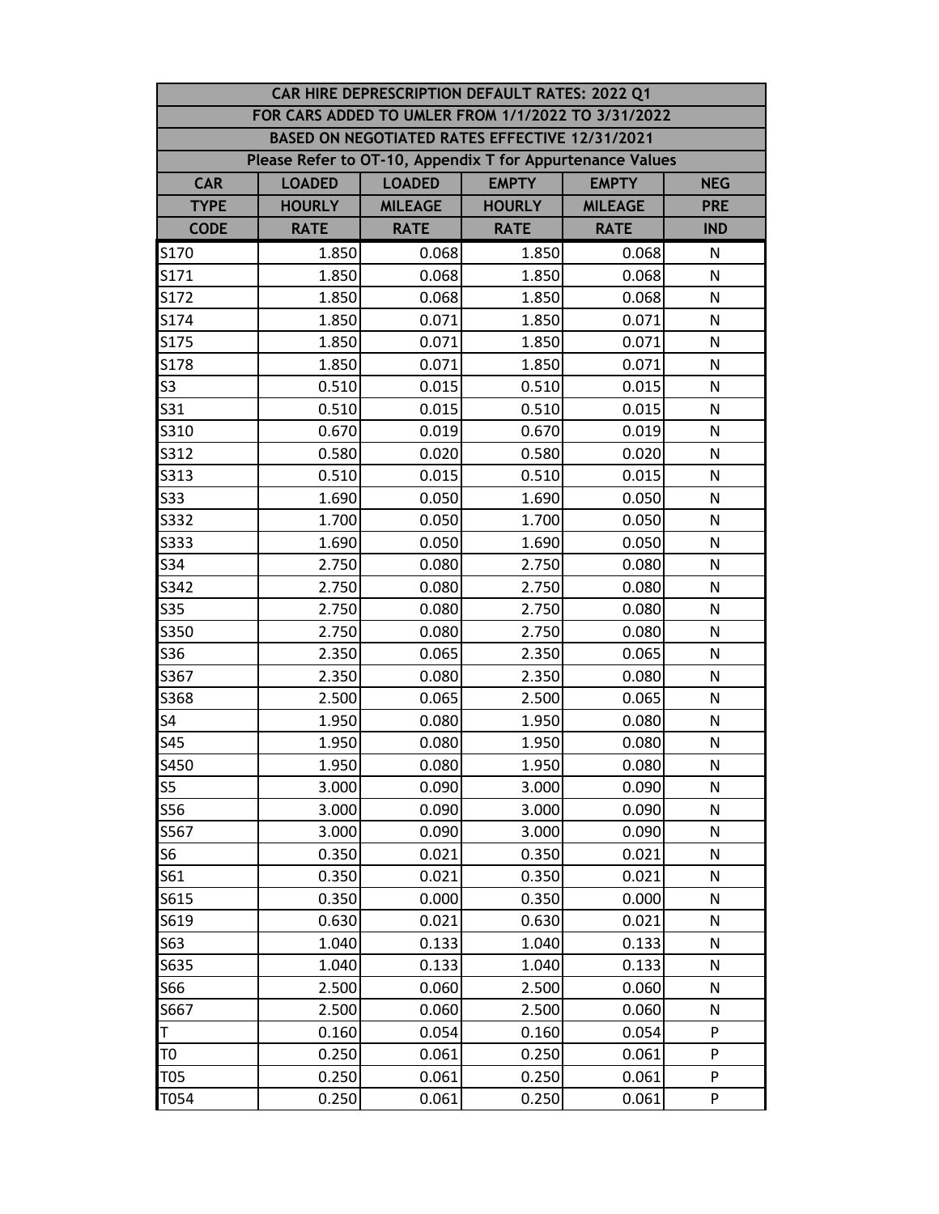| CAR HIRE DEPRESCRIPTION DEFAULT RATES: 2022 Q1 | | | | | |
|---|---|---|---|---|---|
| FOR CARS ADDED TO UMLER FROM 1/1/2022 TO 3/31/2022 | | | | | |
| BASED ON NEGOTIATED RATES EFFECTIVE 12/31/2021 | | | | | |
| Please Refer to OT-10, Appendix T for Appurtenance Values | | | | | |
| CAR TYPE CODE | LOADED HOURLY RATE | LOADED MILEAGE RATE | EMPTY HOURLY RATE | EMPTY MILEAGE RATE | NEG PRE IND |
| S170 | 1.850 | 0.068 | 1.850 | 0.068 | N |
| S171 | 1.850 | 0.068 | 1.850 | 0.068 | N |
| S172 | 1.850 | 0.068 | 1.850 | 0.068 | N |
| S174 | 1.850 | 0.071 | 1.850 | 0.071 | N |
| S175 | 1.850 | 0.071 | 1.850 | 0.071 | N |
| S178 | 1.850 | 0.071 | 1.850 | 0.071 | N |
| S3 | 0.510 | 0.015 | 0.510 | 0.015 | N |
| S31 | 0.510 | 0.015 | 0.510 | 0.015 | N |
| S310 | 0.670 | 0.019 | 0.670 | 0.019 | N |
| S312 | 0.580 | 0.020 | 0.580 | 0.020 | N |
| S313 | 0.510 | 0.015 | 0.510 | 0.015 | N |
| S33 | 1.690 | 0.050 | 1.690 | 0.050 | N |
| S332 | 1.700 | 0.050 | 1.700 | 0.050 | N |
| S333 | 1.690 | 0.050 | 1.690 | 0.050 | N |
| S34 | 2.750 | 0.080 | 2.750 | 0.080 | N |
| S342 | 2.750 | 0.080 | 2.750 | 0.080 | N |
| S35 | 2.750 | 0.080 | 2.750 | 0.080 | N |
| S350 | 2.750 | 0.080 | 2.750 | 0.080 | N |
| S36 | 2.350 | 0.065 | 2.350 | 0.065 | N |
| S367 | 2.350 | 0.080 | 2.350 | 0.080 | N |
| S368 | 2.500 | 0.065 | 2.500 | 0.065 | N |
| S4 | 1.950 | 0.080 | 1.950 | 0.080 | N |
| S45 | 1.950 | 0.080 | 1.950 | 0.080 | N |
| S450 | 1.950 | 0.080 | 1.950 | 0.080 | N |
| S5 | 3.000 | 0.090 | 3.000 | 0.090 | N |
| S56 | 3.000 | 0.090 | 3.000 | 0.090 | N |
| S567 | 3.000 | 0.090 | 3.000 | 0.090 | N |
| S6 | 0.350 | 0.021 | 0.350 | 0.021 | N |
| S61 | 0.350 | 0.021 | 0.350 | 0.021 | N |
| S615 | 0.350 | 0.000 | 0.350 | 0.000 | N |
| S619 | 0.630 | 0.021 | 0.630 | 0.021 | N |
| S63 | 1.040 | 0.133 | 1.040 | 0.133 | N |
| S635 | 1.040 | 0.133 | 1.040 | 0.133 | N |
| S66 | 2.500 | 0.060 | 2.500 | 0.060 | N |
| S667 | 2.500 | 0.060 | 2.500 | 0.060 | N |
| T | 0.160 | 0.054 | 0.160 | 0.054 | P |
| T0 | 0.250 | 0.061 | 0.250 | 0.061 | P |
| T05 | 0.250 | 0.061 | 0.250 | 0.061 | P |
| T054 | 0.250 | 0.061 | 0.250 | 0.061 | P |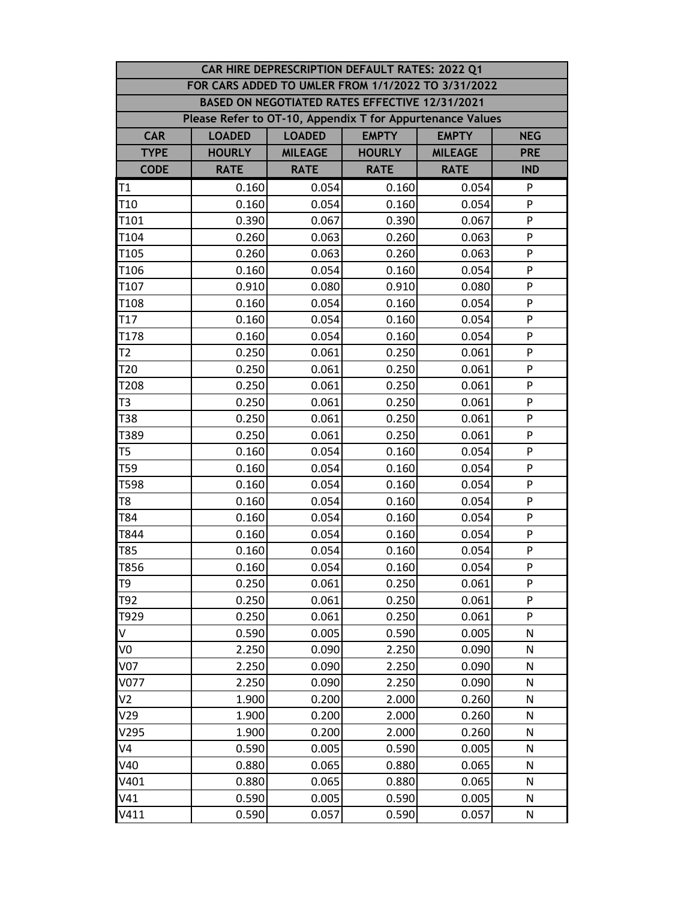| CAR HIRE DEPRESCRIPTION DEFAULT RATES: 2022 Q1 | | | | | |
|---|---|---|---|---|---|
| FOR CARS ADDED TO UMLER FROM 1/1/2022 TO 3/31/2022 | | | | | |
| BASED ON NEGOTIATED RATES EFFECTIVE 12/31/2021 | | | | | |
| Please Refer to OT-10, Appendix T for Appurtenance Values | | | | | |
| **CAR TYPE CODE** | **LOADED HOURLY RATE** | **LOADED MILEAGE RATE** | **EMPTY HOURLY RATE** | **EMPTY MILEAGE RATE** | **NEG PRE IND** |
| T1 | 0.160 | 0.054 | 0.160 | 0.054 | P |
| T10 | 0.160 | 0.054 | 0.160 | 0.054 | P |
| T101 | 0.390 | 0.067 | 0.390 | 0.067 | P |
| T104 | 0.260 | 0.063 | 0.260 | 0.063 | P |
| T105 | 0.260 | 0.063 | 0.260 | 0.063 | P |
| T106 | 0.160 | 0.054 | 0.160 | 0.054 | P |
| T107 | 0.910 | 0.080 | 0.910 | 0.080 | P |
| T108 | 0.160 | 0.054 | 0.160 | 0.054 | P |
| T17 | 0.160 | 0.054 | 0.160 | 0.054 | P |
| T178 | 0.160 | 0.054 | 0.160 | 0.054 | P |
| T2 | 0.250 | 0.061 | 0.250 | 0.061 | P |
| T20 | 0.250 | 0.061 | 0.250 | 0.061 | P |
| T208 | 0.250 | 0.061 | 0.250 | 0.061 | P |
| T3 | 0.250 | 0.061 | 0.250 | 0.061 | P |
| T38 | 0.250 | 0.061 | 0.250 | 0.061 | P |
| T389 | 0.250 | 0.061 | 0.250 | 0.061 | P |
| T5 | 0.160 | 0.054 | 0.160 | 0.054 | P |
| T59 | 0.160 | 0.054 | 0.160 | 0.054 | P |
| T598 | 0.160 | 0.054 | 0.160 | 0.054 | P |
| T8 | 0.160 | 0.054 | 0.160 | 0.054 | P |
| T84 | 0.160 | 0.054 | 0.160 | 0.054 | P |
| T844 | 0.160 | 0.054 | 0.160 | 0.054 | P |
| T85 | 0.160 | 0.054 | 0.160 | 0.054 | P |
| T856 | 0.160 | 0.054 | 0.160 | 0.054 | P |
| T9 | 0.250 | 0.061 | 0.250 | 0.061 | P |
| T92 | 0.250 | 0.061 | 0.250 | 0.061 | P |
| T929 | 0.250 | 0.061 | 0.250 | 0.061 | P |
| V | 0.590 | 0.005 | 0.590 | 0.005 | N |
| V0 | 2.250 | 0.090 | 2.250 | 0.090 | N |
| V07 | 2.250 | 0.090 | 2.250 | 0.090 | N |
| V077 | 2.250 | 0.090 | 2.250 | 0.090 | N |
| V2 | 1.900 | 0.200 | 2.000 | 0.260 | N |
| V29 | 1.900 | 0.200 | 2.000 | 0.260 | N |
| V295 | 1.900 | 0.200 | 2.000 | 0.260 | N |
| V4 | 0.590 | 0.005 | 0.590 | 0.005 | N |
| V40 | 0.880 | 0.065 | 0.880 | 0.065 | N |
| V401 | 0.880 | 0.065 | 0.880 | 0.065 | N |
| V41 | 0.590 | 0.005 | 0.590 | 0.005 | N |
| V411 | 0.590 | 0.057 | 0.590 | 0.057 | N |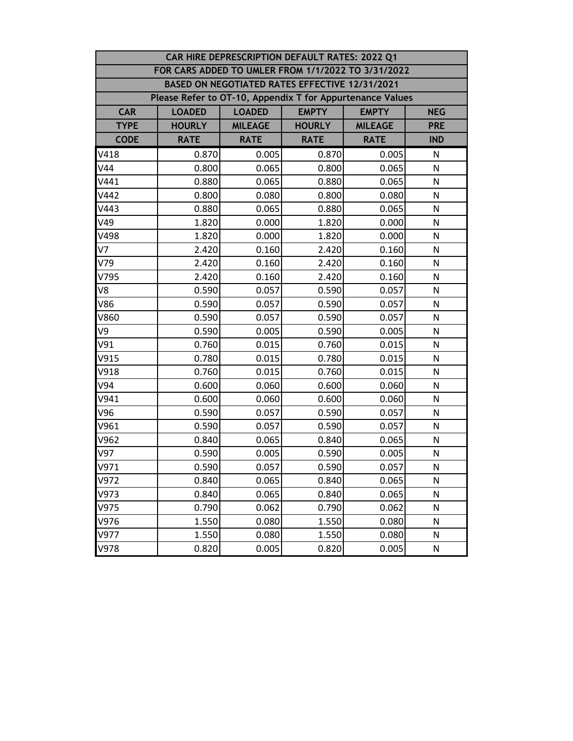| CAR HIRE DEPRESCRIPTION DEFAULT RATES: 2022 Q1 | | | | | |
|---|---|---|---|---|---|
| FOR CARS ADDED TO UMLER FROM 1/1/2022 TO 3/31/2022 | | | | | |
| BASED ON NEGOTIATED RATES EFFECTIVE 12/31/2021 | | | | | |
| Please Refer to OT-10, Appendix T for Appurtenance Values | | | | | |
| CAR TYPE CODE | LOADED HOURLY RATE | LOADED MILEAGE RATE | EMPTY HOURLY RATE | EMPTY MILEAGE RATE | NEG PRE IND |
| V418 | 0.870 | 0.005 | 0.870 | 0.005 | N |
| V44 | 0.800 | 0.065 | 0.800 | 0.065 | N |
| V441 | 0.880 | 0.065 | 0.880 | 0.065 | N |
| V442 | 0.800 | 0.080 | 0.800 | 0.080 | N |
| V443 | 0.880 | 0.065 | 0.880 | 0.065 | N |
| V49 | 1.820 | 0.000 | 1.820 | 0.000 | N |
| V498 | 1.820 | 0.000 | 1.820 | 0.000 | N |
| V7 | 2.420 | 0.160 | 2.420 | 0.160 | N |
| V79 | 2.420 | 0.160 | 2.420 | 0.160 | N |
| V795 | 2.420 | 0.160 | 2.420 | 0.160 | N |
| V8 | 0.590 | 0.057 | 0.590 | 0.057 | N |
| V86 | 0.590 | 0.057 | 0.590 | 0.057 | N |
| V860 | 0.590 | 0.057 | 0.590 | 0.057 | N |
| V9 | 0.590 | 0.005 | 0.590 | 0.005 | N |
| V91 | 0.760 | 0.015 | 0.760 | 0.015 | N |
| V915 | 0.780 | 0.015 | 0.780 | 0.015 | N |
| V918 | 0.760 | 0.015 | 0.760 | 0.015 | N |
| V94 | 0.600 | 0.060 | 0.600 | 0.060 | N |
| V941 | 0.600 | 0.060 | 0.600 | 0.060 | N |
| V96 | 0.590 | 0.057 | 0.590 | 0.057 | N |
| V961 | 0.590 | 0.057 | 0.590 | 0.057 | N |
| V962 | 0.840 | 0.065 | 0.840 | 0.065 | N |
| V97 | 0.590 | 0.005 | 0.590 | 0.005 | N |
| V971 | 0.590 | 0.057 | 0.590 | 0.057 | N |
| V972 | 0.840 | 0.065 | 0.840 | 0.065 | N |
| V973 | 0.840 | 0.065 | 0.840 | 0.065 | N |
| V975 | 0.790 | 0.062 | 0.790 | 0.062 | N |
| V976 | 1.550 | 0.080 | 1.550 | 0.080 | N |
| V977 | 1.550 | 0.080 | 1.550 | 0.080 | N |
| V978 | 0.820 | 0.005 | 0.820 | 0.005 | N |